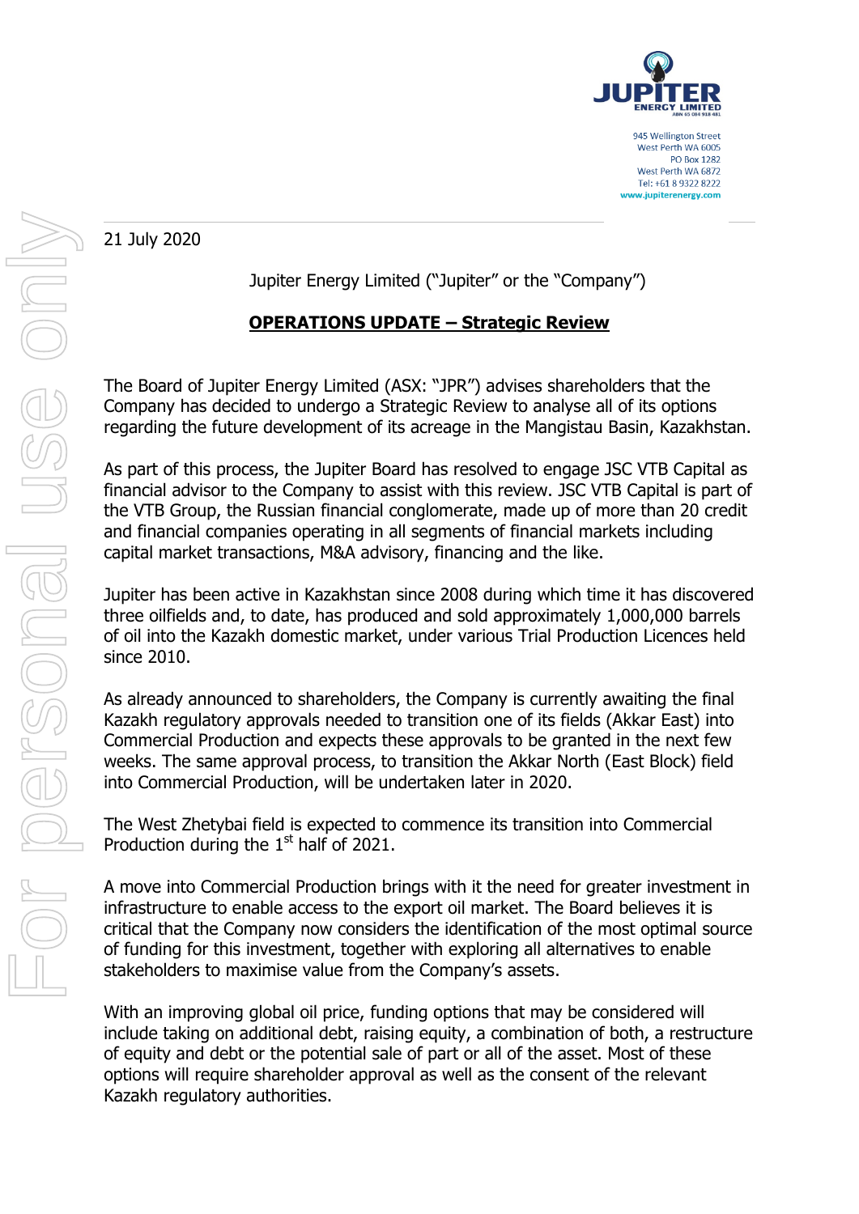945 Wellington Street
West Perth WA 6005
PO Box 1282
West Perth WA 6872
Tel: +61 8 9322 8222
www.jupiterenergy.com

21 July 2020

Jupiter Energy Limited ("Jupiter" or the "Company")

## OPERATIONS UPDATE – Strategic Review

The Board of Jupiter Energy Limited (ASX: "JPR") advises shareholders that the Company has decided to undergo a Strategic Review to analyse all of its options regarding the future development of its acreage in the Mangistau Basin, Kazakhstan.

As part of this process, the Jupiter Board has resolved to engage JSC VTB Capital as financial advisor to the Company to assist with this review. JSC VTB Capital is part of the VTB Group, the Russian financial conglomerate, made up of more than 20 credit and financial companies operating in all segments of financial markets including capital market transactions, M&A advisory, financing and the like.

Jupiter has been active in Kazakhstan since 2008 during which time it has discovered three oilfields and, to date, has produced and sold approximately 1,000,000 barrels of oil into the Kazakh domestic market, under various Trial Production Licences held since 2010.

As already announced to shareholders, the Company is currently awaiting the final Kazakh regulatory approvals needed to transition one of its fields (Akkar East) into Commercial Production and expects these approvals to be granted in the next few weeks. The same approval process, to transition the Akkar North (East Block) field into Commercial Production, will be undertaken later in 2020.

The West Zhetybai field is expected to commence its transition into Commercial Production during the 1st half of 2021.

A move into Commercial Production brings with it the need for greater investment in infrastructure to enable access to the export oil market. The Board believes it is critical that the Company now considers the identification of the most optimal source of funding for this investment, together with exploring all alternatives to enable stakeholders to maximise value from the Company's assets.

With an improving global oil price, funding options that may be considered will include taking on additional debt, raising equity, a combination of both, a restructure of equity and debt or the potential sale of part or all of the asset. Most of these options will require shareholder approval as well as the consent of the relevant Kazakh regulatory authorities.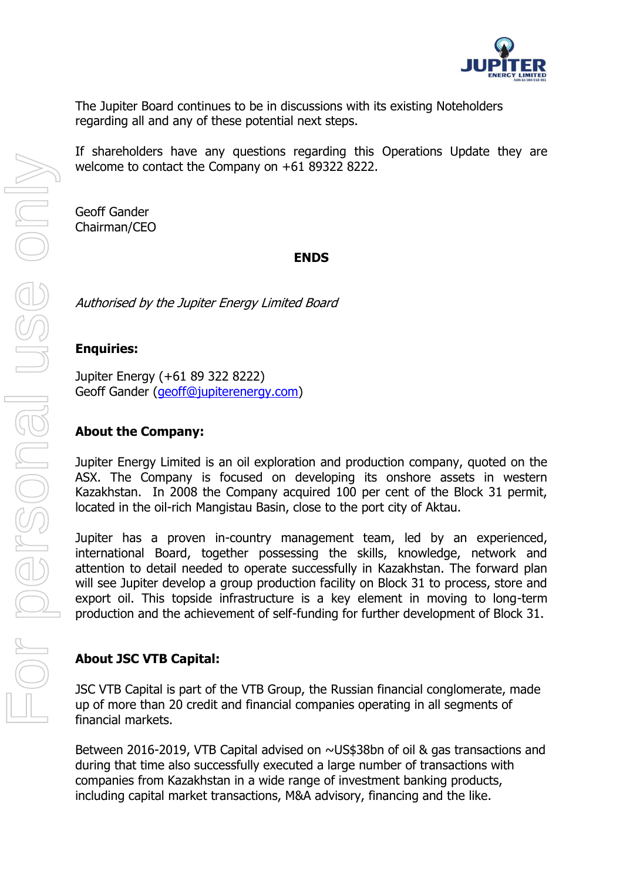The Jupiter Board continues to be in discussions with its existing Noteholders regarding all and any of these potential next steps.

If shareholders have any questions regarding this Operations Update they are welcome to contact the Company on +61 89322 8222.

Geoff Gander
Chairman/CEO

**ENDS**

*Authorised by the Jupiter Energy Limited Board*

**Enquiries:**

Jupiter Energy (+61 89 322 8222)
Geoff Gander (geoff@jupiterenergy.com)

**About the Company:**

Jupiter Energy Limited is an oil exploration and production company, quoted on the ASX. The Company is focused on developing its onshore assets in western Kazakhstan. In 2008 the Company acquired 100 per cent of the Block 31 permit, located in the oil-rich Mangistau Basin, close to the port city of Aktau.

Jupiter has a proven in-country management team, led by an experienced, international Board, together possessing the skills, knowledge, network and attention to detail needed to operate successfully in Kazakhstan. The forward plan will see Jupiter develop a group production facility on Block 31 to process, store and export oil. This topside infrastructure is a key element in moving to long-term production and the achievement of self-funding for further development of Block 31.

**About JSC VTB Capital:**

JSC VTB Capital is part of the VTB Group, the Russian financial conglomerate, made up of more than 20 credit and financial companies operating in all segments of financial markets.

Between 2016-2019, VTB Capital advised on ~US$38bn of oil & gas transactions and during that time also successfully executed a large number of transactions with companies from Kazakhstan in a wide range of investment banking products, including capital market transactions, M&A advisory, financing and the like.